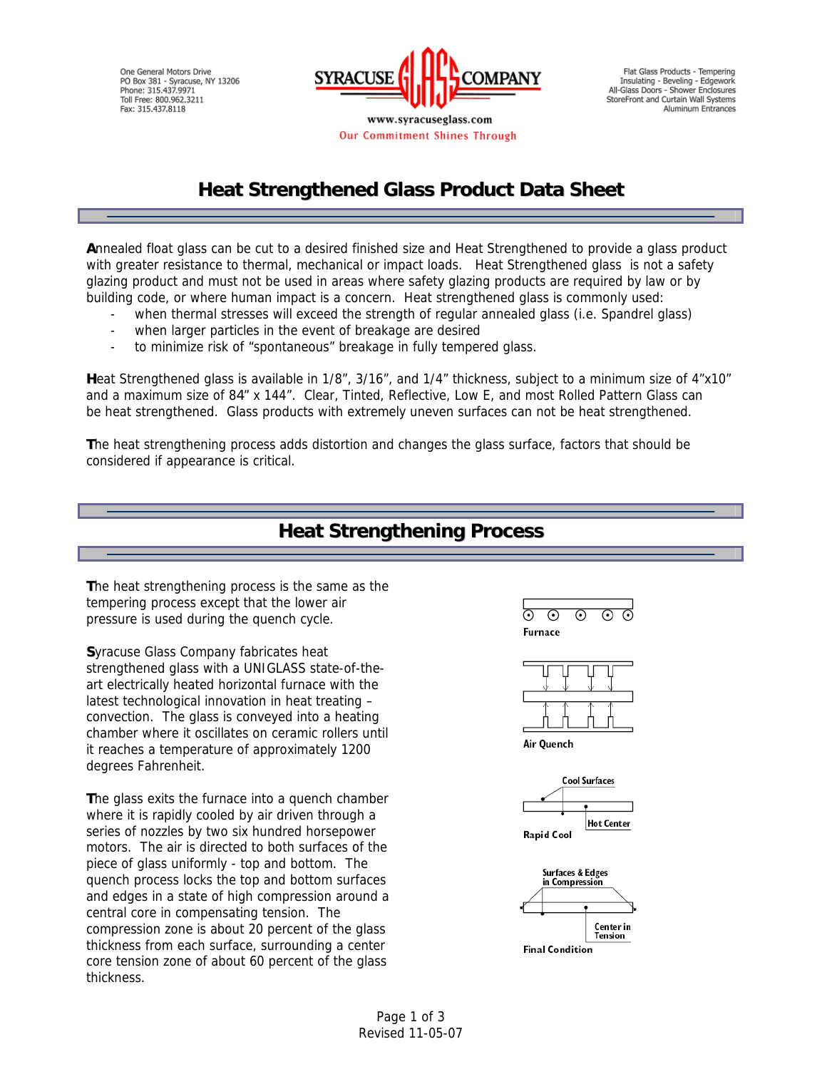One General Motors Drive
PO Box 381 - Syracuse, NY 13206
Phone: 315.437.9971
Toll Free: 800.962.3211
Fax: 315.437.8118

SYRACUSE GLASS COMPANY
www.syracuseglass.com
Our Commitment Shines Through

Flat Glass Products - Tempering
Insulating - Beveling - Edgework
All-Glass Doors - Shower Enclosures
StoreFront and Curtain Wall Systems
Aluminum Entrances

# Heat Strengthened Glass Product Data Sheet

**A**nnealed float glass can be cut to a desired finished size and Heat Strengthened to provide a glass product with greater resistance to thermal, mechanical or impact loads. Heat Strengthened glass is not a safety glazing product and must not be used in areas where safety glazing products are required by law or by building code, or where human impact is a concern. Heat strengthened glass is commonly used:

- when thermal stresses will exceed the strength of regular annealed glass (i.e. Spandrel glass)
- when larger particles in the event of breakage are desired
- to minimize risk of "spontaneous" breakage in fully tempered glass.

**H**eat Strengthened glass is available in 1/8", 3/16", and 1/4" thickness, subject to a minimum size of 4"x10" and a maximum size of 84" x 144". Clear, Tinted, Reflective, Low E, and most Rolled Pattern Glass can be heat strengthened. Glass products with extremely uneven surfaces can not be heat strengthened.

**T**he heat strengthening process adds distortion and changes the glass surface, factors that should be considered if appearance is critical.

## Heat Strengthening Process

**T**he heat strengthening process is the same as the tempering process except that the lower air pressure is used during the quench cycle.

**S**yracuse Glass Company fabricates heat strengthened glass with a UNIGLASS state-of-the-art electrically heated horizontal furnace with the latest technological innovation in heat treating – convection. The glass is conveyed into a heating chamber where it oscillates on ceramic rollers until it reaches a temperature of approximately 1200 degrees Fahrenheit.

**T**he glass exits the furnace into a quench chamber where it is rapidly cooled by air driven through a series of nozzles by two six hundred horsepower motors. The air is directed to both surfaces of the piece of glass uniformly - top and bottom. The quench process locks the top and bottom surfaces and edges in a state of high compression around a central core in compensating tension. The compression zone is about 20 percent of the glass thickness from each surface, surrounding a center core tension zone of about 60 percent of the glass thickness.

Furnace

Air Quench

Cool Surfaces
Hot Center
Rapid Cool

Surfaces & Edges in Compression
Center in Tension
Final Condition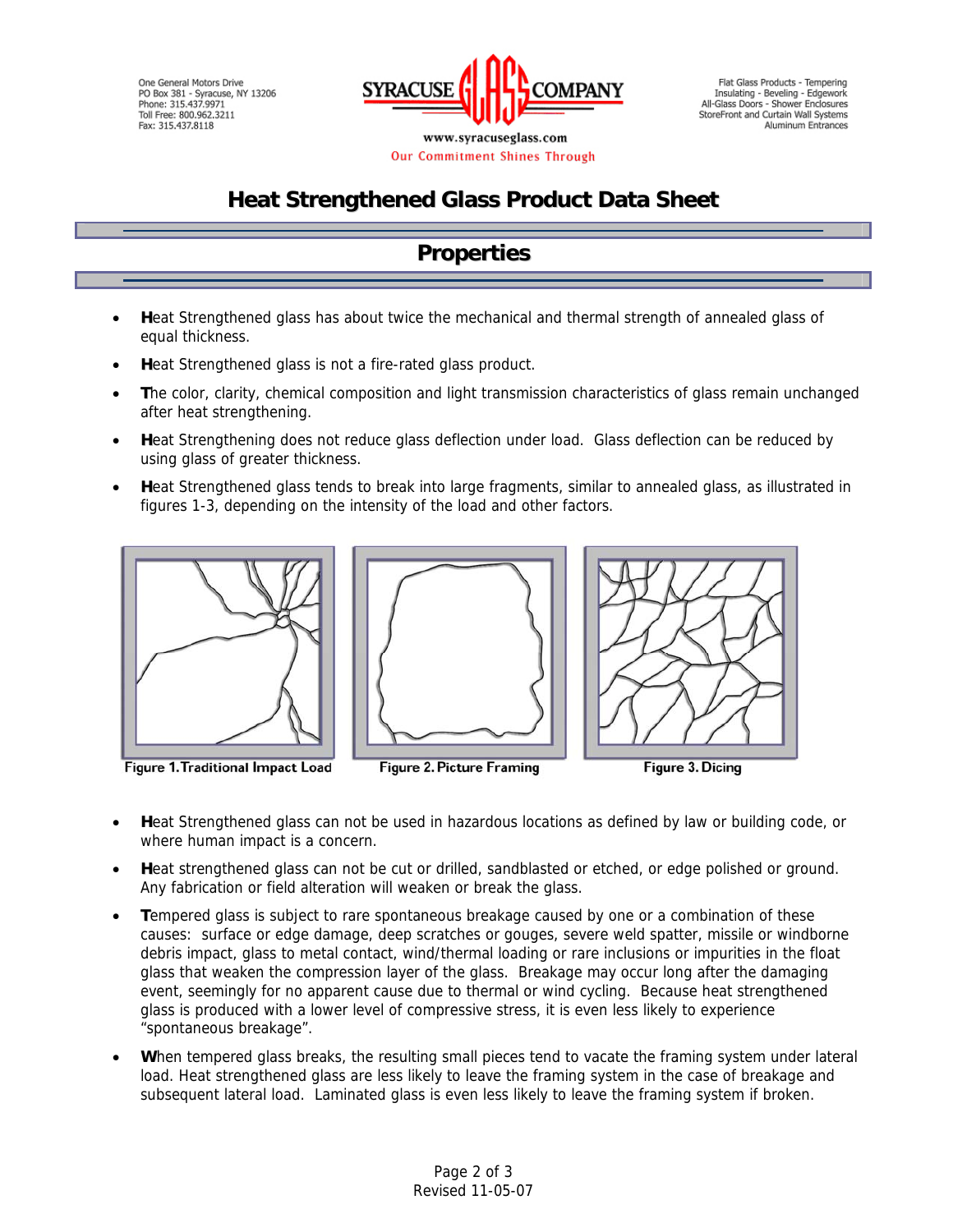# Heat Strengthened Glass Product Data Sheet

## Properties

- **H**eat Strengthened glass has about twice the mechanical and thermal strength of annealed glass of equal thickness.
- **H**eat Strengthened glass is not a fire-rated glass product.
- **T**he color, clarity, chemical composition and light transmission characteristics of glass remain unchanged after heat strengthening.
- **H**eat Strengthening does not reduce glass deflection under load. Glass deflection can be reduced by using glass of greater thickness.
- **H**eat Strengthened glass tends to break into large fragments, similar to annealed glass, as illustrated in figures 1-3, depending on the intensity of the load and other factors.

Figure 1. Traditional Impact Load

Figure 2. Picture Framing

Figure 3. Dicing

- **H**eat Strengthened glass can not be used in hazardous locations as defined by law or building code, or where human impact is a concern.
- **H**eat strengthened glass can not be cut or drilled, sandblasted or etched, or edge polished or ground. Any fabrication or field alteration will weaken or break the glass.
- **T**empered glass is subject to rare spontaneous breakage caused by one or a combination of these causes: surface or edge damage, deep scratches or gouges, severe weld spatter, missile or windborne debris impact, glass to metal contact, wind/thermal loading or rare inclusions or impurities in the float glass that weaken the compression layer of the glass. Breakage may occur long after the damaging event, seemingly for no apparent cause due to thermal or wind cycling. Because heat strengthened glass is produced with a lower level of compressive stress, it is even less likely to experience "spontaneous breakage".
- **W**hen tempered glass breaks, the resulting small pieces tend to vacate the framing system under lateral load. Heat strengthened glass are less likely to leave the framing system in the case of breakage and subsequent lateral load. Laminated glass is even less likely to leave the framing system if broken.

Revised 11-05-07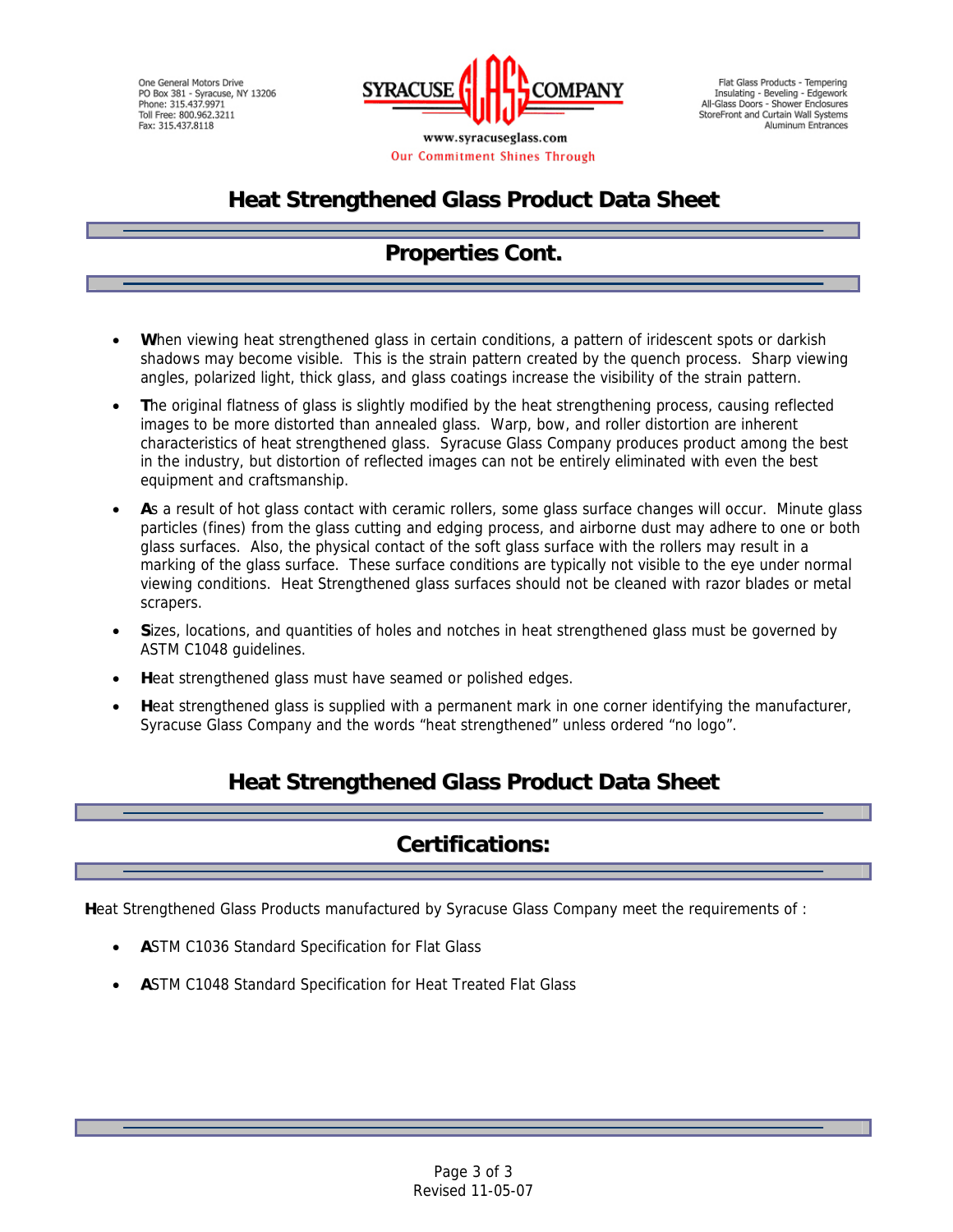# Heat Strengthened Glass Product Data Sheet

## Properties Cont.

- **W**hen viewing heat strengthened glass in certain conditions, a pattern of iridescent spots or darkish shadows may become visible. This is the strain pattern created by the quench process. Sharp viewing angles, polarized light, thick glass, and glass coatings increase the visibility of the strain pattern.
- **T**he original flatness of glass is slightly modified by the heat strengthening process, causing reflected images to be more distorted than annealed glass. Warp, bow, and roller distortion are inherent characteristics of heat strengthened glass. Syracuse Glass Company produces product among the best in the industry, but distortion of reflected images can not be entirely eliminated with even the best equipment and craftsmanship.
- **A**s a result of hot glass contact with ceramic rollers, some glass surface changes will occur. Minute glass particles (fines) from the glass cutting and edging process, and airborne dust may adhere to one or both glass surfaces. Also, the physical contact of the soft glass surface with the rollers may result in a marking of the glass surface. These surface conditions are typically not visible to the eye under normal viewing conditions. Heat Strengthened glass surfaces should not be cleaned with razor blades or metal scrapers.
- **S**izes, locations, and quantities of holes and notches in heat strengthened glass must be governed by ASTM C1048 guidelines.
- **H**eat strengthened glass must have seamed or polished edges.
- **H**eat strengthened glass is supplied with a permanent mark in one corner identifying the manufacturer, Syracuse Glass Company and the words "heat strengthened" unless ordered "no logo".

# Heat Strengthened Glass Product Data Sheet

## Certifications:

**H**eat Strengthened Glass Products manufactured by Syracuse Glass Company meet the requirements of :

- **A**STM C1036 Standard Specification for Flat Glass
- **A**STM C1048 Standard Specification for Heat Treated Flat Glass

Revised 11-05-07